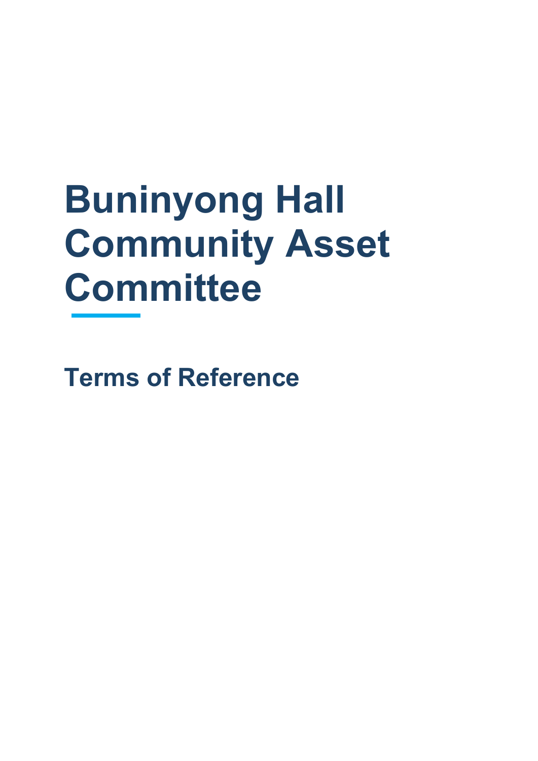# Buninyong Hall Community Asset Committee

## Terms of Reference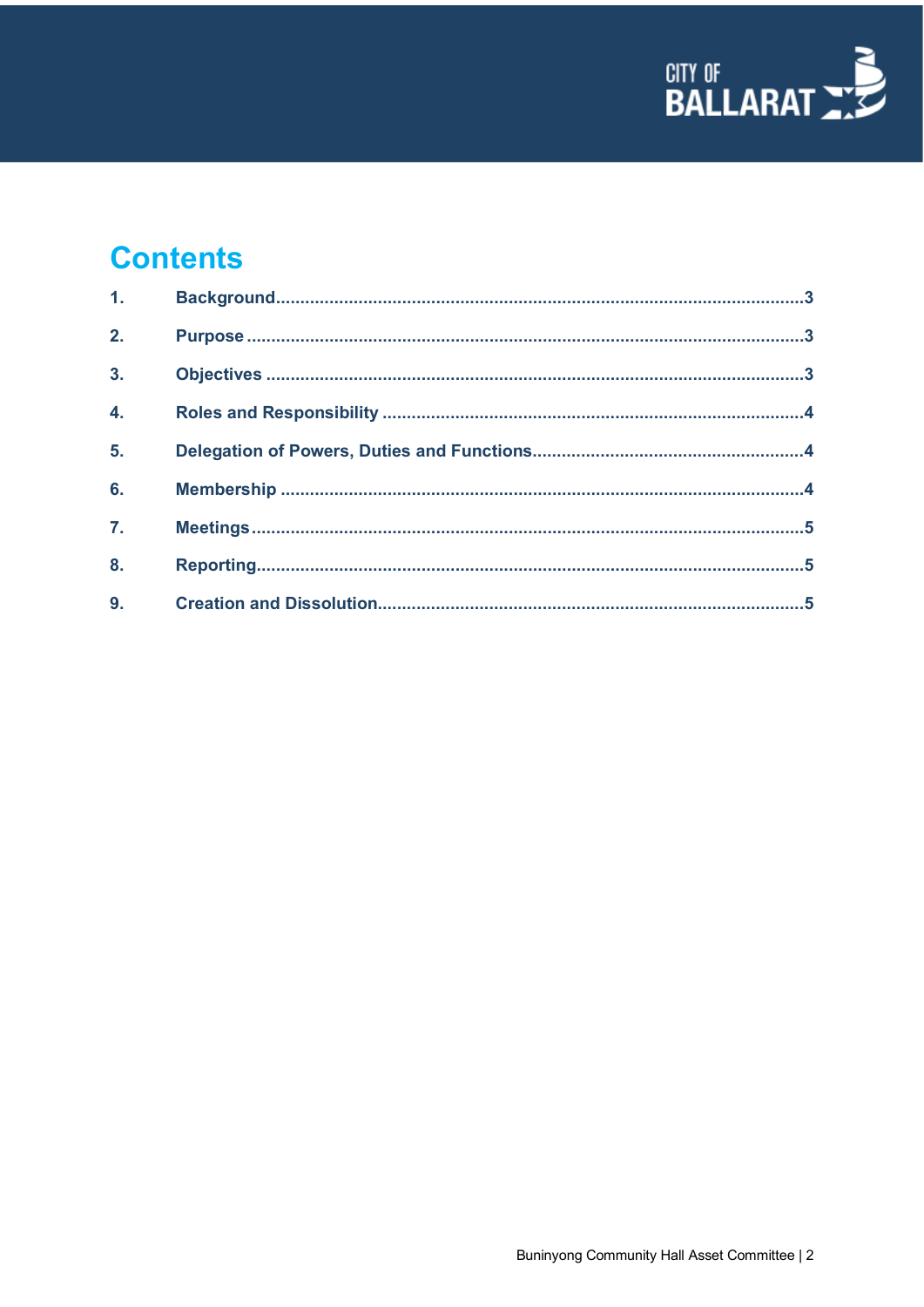# Contents

1. Background.........3
2. Purpose.........3
3. Objectives.........3
4. Roles and Responsibility.........4
5. Delegation of Powers, Duties and Functions.........4
6. Membership.........4
7. Meetings.........5
8. Reporting.........5
9. Creation and Dissolution.........5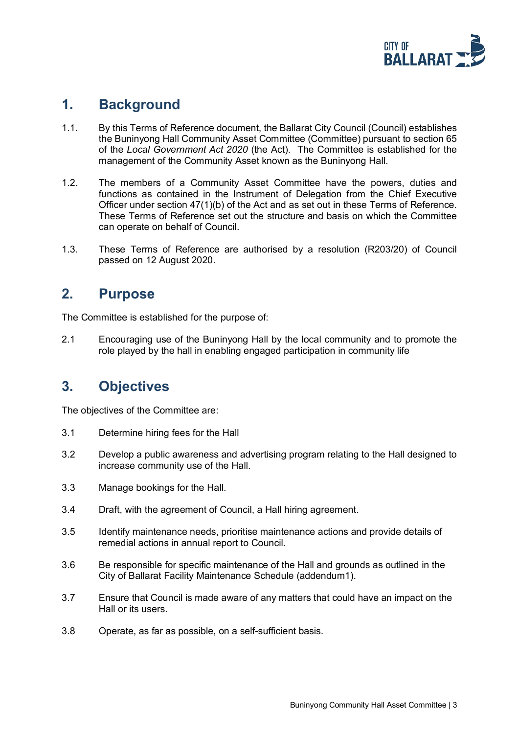## 1. Background

1.1. By this Terms of Reference document, the Ballarat City Council (Council) establishes the Buninyong Hall Community Asset Committee (Committee) pursuant to section 65 of the *Local Government Act 2020* (the Act). The Committee is established for the management of the Community Asset known as the Buninyong Hall.

1.2. The members of a Community Asset Committee have the powers, duties and functions as contained in the Instrument of Delegation from the Chief Executive Officer under section 47(1)(b) of the Act and as set out in these Terms of Reference. These Terms of Reference set out the structure and basis on which the Committee can operate on behalf of Council.

1.3. These Terms of Reference are authorised by a resolution (R203/20) of Council passed on 12 August 2020.

## 2. Purpose

The Committee is established for the purpose of:

2.1 Encouraging use of the Buninyong Hall by the local community and to promote the role played by the hall in enabling engaged participation in community life

## 3. Objectives

The objectives of the Committee are:

3.1 Determine hiring fees for the Hall

3.2 Develop a public awareness and advertising program relating to the Hall designed to increase community use of the Hall.

3.3 Manage bookings for the Hall.

3.4 Draft, with the agreement of Council, a Hall hiring agreement.

3.5 Identify maintenance needs, prioritise maintenance actions and provide details of remedial actions in annual report to Council.

3.6 Be responsible for specific maintenance of the Hall and grounds as outlined in the City of Ballarat Facility Maintenance Schedule (addendum1).

3.7 Ensure that Council is made aware of any matters that could have an impact on the Hall or its users.

3.8 Operate, as far as possible, on a self-sufficient basis.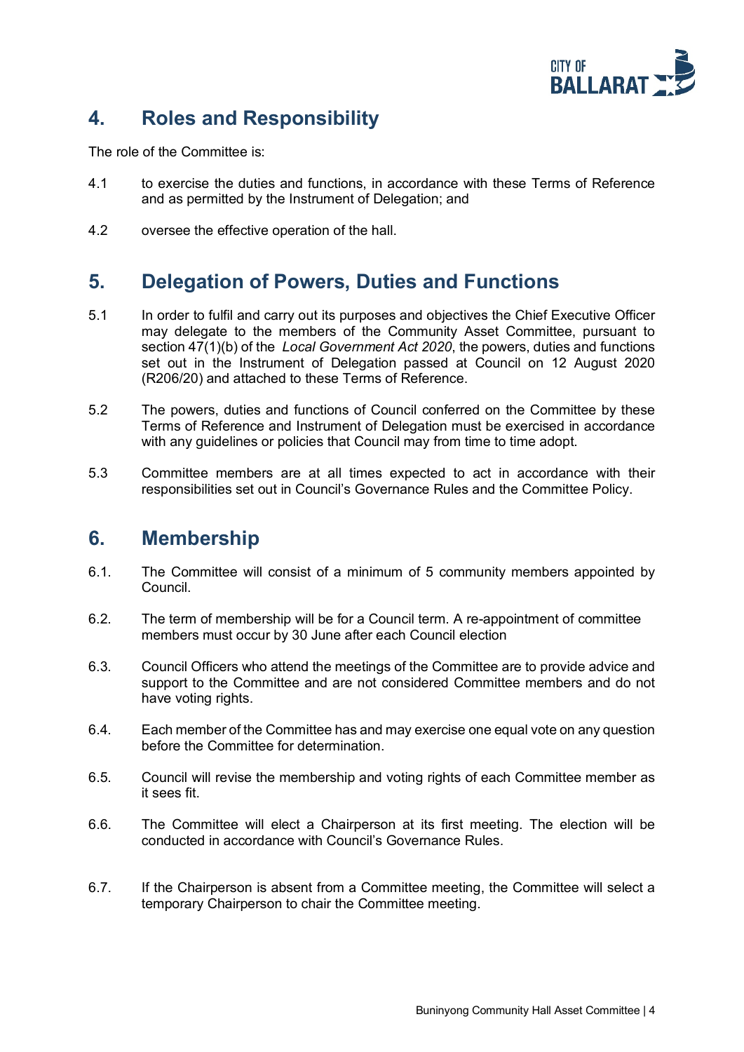## 4. Roles and Responsibility

The role of the Committee is:

4.1 to exercise the duties and functions, in accordance with these Terms of Reference and as permitted by the Instrument of Delegation; and

4.2 oversee the effective operation of the hall.

## 5. Delegation of Powers, Duties and Functions

5.1 In order to fulfil and carry out its purposes and objectives the Chief Executive Officer may delegate to the members of the Community Asset Committee, pursuant to section 47(1)(b) of the *Local Government Act 2020*, the powers, duties and functions set out in the Instrument of Delegation passed at Council on 12 August 2020 (R206/20) and attached to these Terms of Reference.

5.2 The powers, duties and functions of Council conferred on the Committee by these Terms of Reference and Instrument of Delegation must be exercised in accordance with any guidelines or policies that Council may from time to time adopt.

5.3 Committee members are at all times expected to act in accordance with their responsibilities set out in Council's Governance Rules and the Committee Policy.

## 6. Membership

6.1. The Committee will consist of a minimum of 5 community members appointed by Council.

6.2. The term of membership will be for a Council term. A re-appointment of committee members must occur by 30 June after each Council election

6.3. Council Officers who attend the meetings of the Committee are to provide advice and support to the Committee and are not considered Committee members and do not have voting rights.

6.4. Each member of the Committee has and may exercise one equal vote on any question before the Committee for determination.

6.5. Council will revise the membership and voting rights of each Committee member as it sees fit.

6.6. The Committee will elect a Chairperson at its first meeting. The election will be conducted in accordance with Council's Governance Rules.

6.7. If the Chairperson is absent from a Committee meeting, the Committee will select a temporary Chairperson to chair the Committee meeting.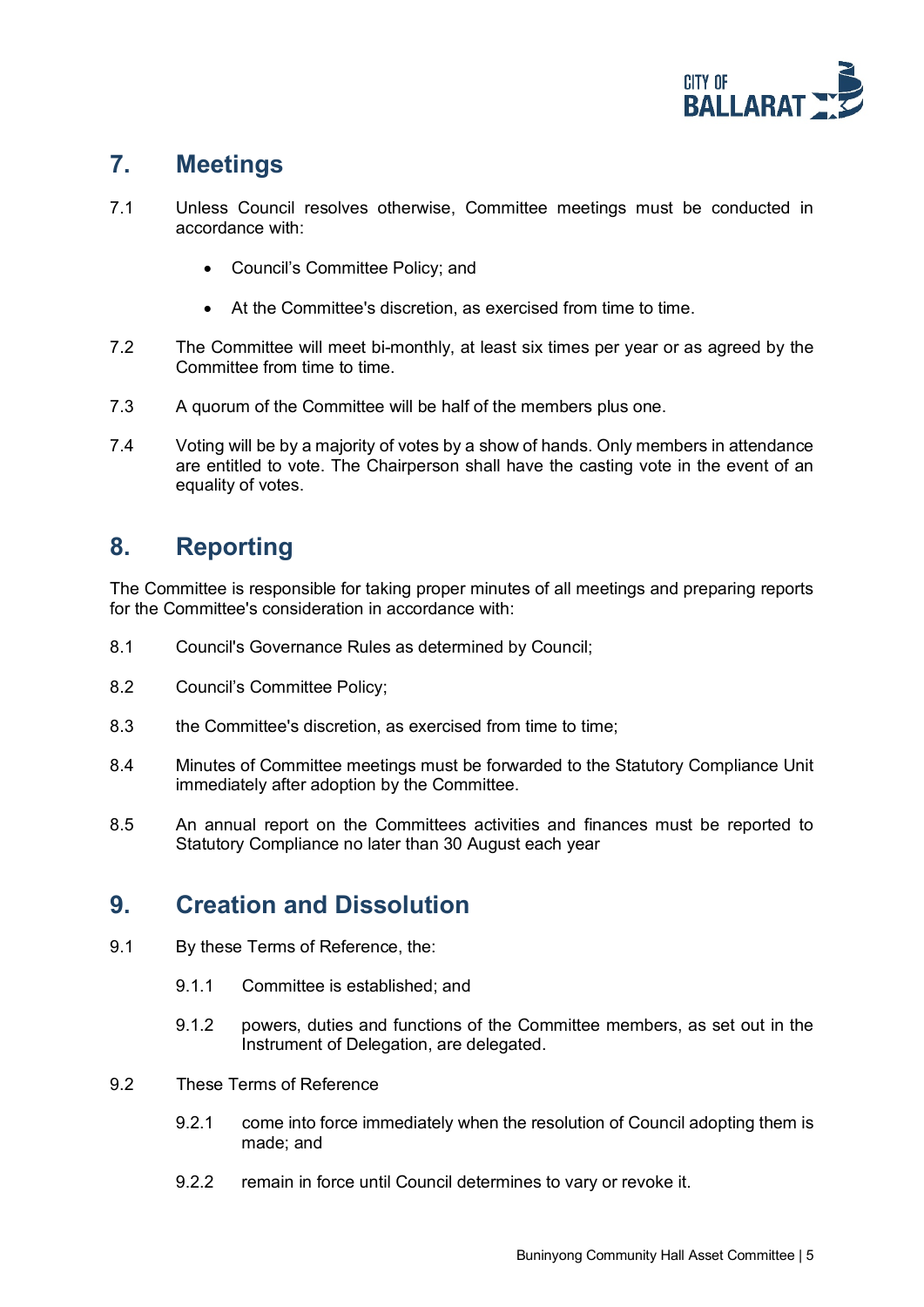## 7. Meetings

7.1 Unless Council resolves otherwise, Committee meetings must be conducted in accordance with:

- Council's Committee Policy; and
- At the Committee's discretion, as exercised from time to time.

7.2 The Committee will meet bi-monthly, at least six times per year or as agreed by the Committee from time to time.

7.3 A quorum of the Committee will be half of the members plus one.

7.4 Voting will be by a majority of votes by a show of hands. Only members in attendance are entitled to vote. The Chairperson shall have the casting vote in the event of an equality of votes.

## 8. Reporting

The Committee is responsible for taking proper minutes of all meetings and preparing reports for the Committee's consideration in accordance with:

8.1 Council's Governance Rules as determined by Council;

8.2 Council's Committee Policy;

8.3 the Committee's discretion, as exercised from time to time;

8.4 Minutes of Committee meetings must be forwarded to the Statutory Compliance Unit immediately after adoption by the Committee.

8.5 An annual report on the Committees activities and finances must be reported to Statutory Compliance no later than 30 August each year

## 9. Creation and Dissolution

9.1 By these Terms of Reference, the:

9.1.1 Committee is established; and

9.1.2 powers, duties and functions of the Committee members, as set out in the Instrument of Delegation, are delegated.

9.2 These Terms of Reference

9.2.1 come into force immediately when the resolution of Council adopting them is made; and

9.2.2 remain in force until Council determines to vary or revoke it.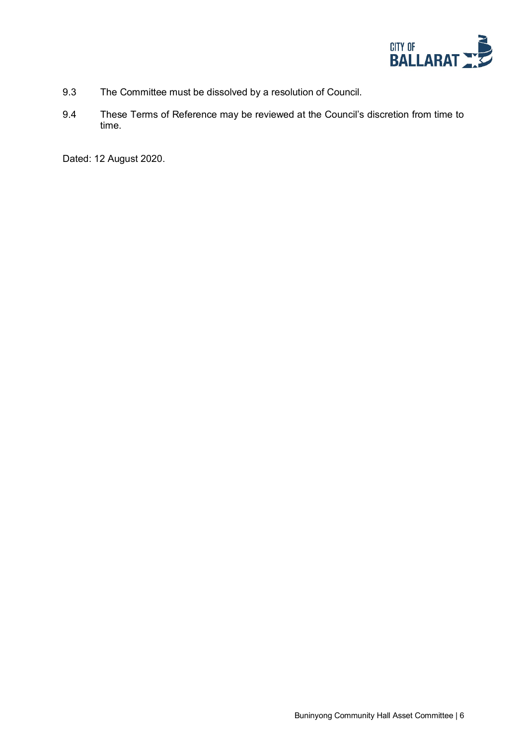9.3 The Committee must be dissolved by a resolution of Council.

9.4 These Terms of Reference may be reviewed at the Council's discretion from time to time.

Dated: 12 August 2020.